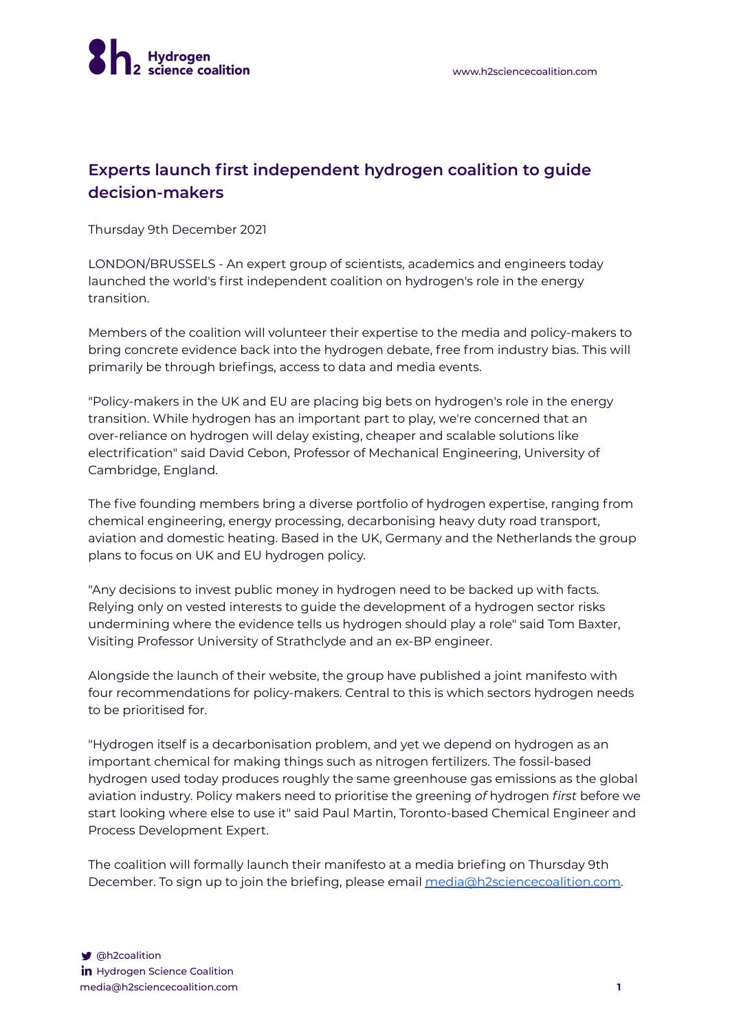# Experts launch first independent hydrogen coalition to guide decision-makers

Thursday 9th December 2021

LONDON/BRUSSELS - An expert group of scientists, academics and engineers today launched the world's first independent coalition on hydrogen's role in the energy transition.

Members of the coalition will volunteer their expertise to the media and policy-makers to bring concrete evidence back into the hydrogen debate, free from industry bias. This will primarily be through briefings, access to data and media events.

"Policy-makers in the UK and EU are placing big bets on hydrogen's role in the energy transition. While hydrogen has an important part to play, we're concerned that an over-reliance on hydrogen will delay existing, cheaper and scalable solutions like electrification" said David Cebon, Professor of Mechanical Engineering, University of Cambridge, England.

The five founding members bring a diverse portfolio of hydrogen expertise, ranging from chemical engineering, energy processing, decarbonising heavy duty road transport, aviation and domestic heating. Based in the UK, Germany and the Netherlands the group plans to focus on UK and EU hydrogen policy.

"Any decisions to invest public money in hydrogen need to be backed up with facts. Relying only on vested interests to guide the development of a hydrogen sector risks undermining where the evidence tells us hydrogen should play a role" said Tom Baxter, Visiting Professor University of Strathclyde and an ex-BP engineer.

Alongside the launch of their website, the group have published a joint manifesto with four recommendations for policy-makers. Central to this is which sectors hydrogen needs to be prioritised for.

"Hydrogen itself is a decarbonisation problem, and yet we depend on hydrogen as an important chemical for making things such as nitrogen fertilizers. The fossil-based hydrogen used today produces roughly the same greenhouse gas emissions as the global aviation industry. Policy makers need to prioritise the greening *of* hydrogen *first* before we start looking where else to use it" said Paul Martin, Toronto-based Chemical Engineer and Process Development Expert.

The coalition will formally launch their manifesto at a media briefing on Thursday 9th December. To sign up to join the briefing, please email media@h2sciencecoalition.com.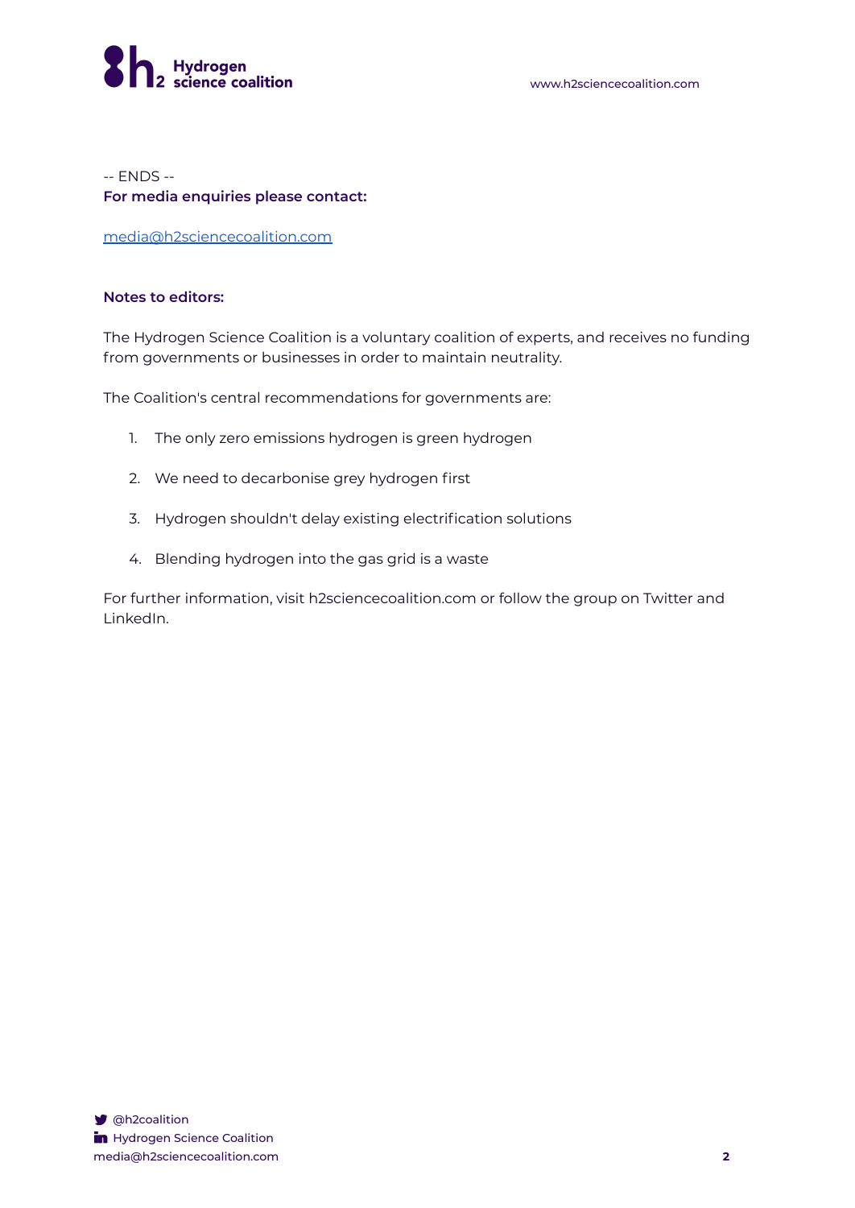-- ENDS --

**For media enquiries please contact:**

media@h2sciencecoalition.com

**Notes to editors:**

The Hydrogen Science Coalition is a voluntary coalition of experts, and receives no funding from governments or businesses in order to maintain neutrality.

The Coalition's central recommendations for governments are:

1. The only zero emissions hydrogen is green hydrogen
2. We need to decarbonise grey hydrogen first
3. Hydrogen shouldn't delay existing electrification solutions
4. Blending hydrogen into the gas grid is a waste

For further information, visit h2sciencecoalition.com or follow the group on Twitter and LinkedIn.